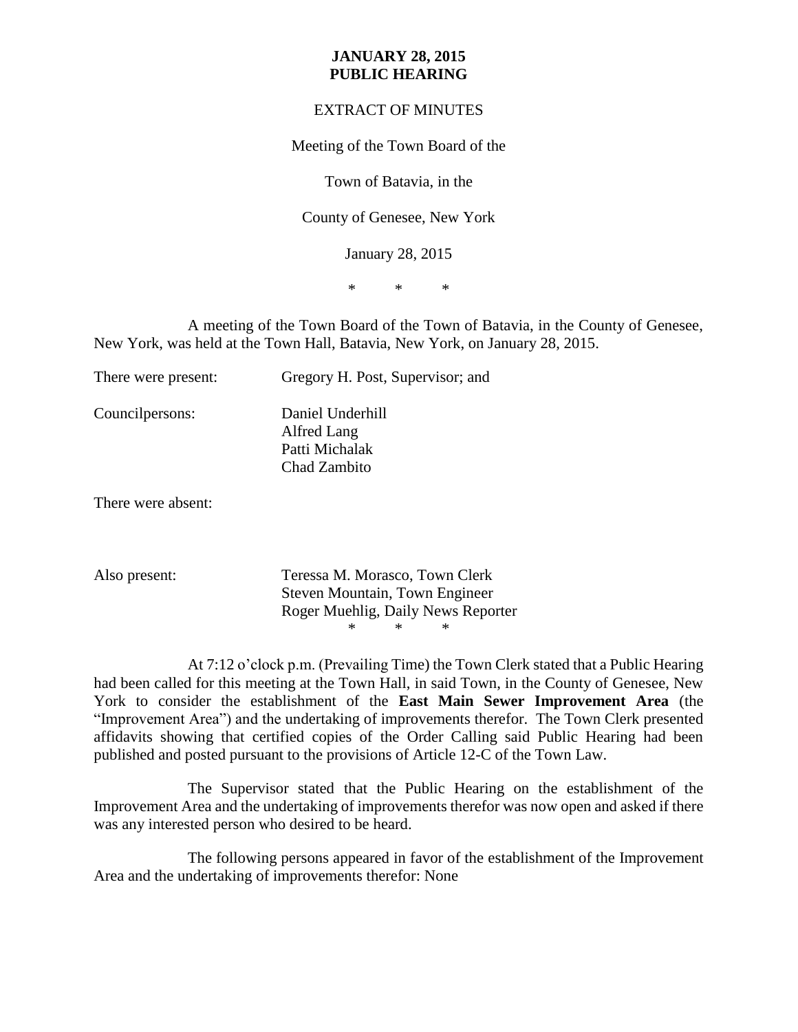**JANUARY 28, 2015**
**PUBLIC HEARING**

EXTRACT OF MINUTES

Meeting of the Town Board of the

Town of Batavia, in the

County of Genesee, New York

January 28, 2015

\*   \*   \*

A meeting of the Town Board of the Town of Batavia, in the County of Genesee, New York, was held at the Town Hall, Batavia, New York, on January 28, 2015.

| | |
|---|---|
| There were present: | Gregory H. Post, Supervisor; and |
| Councilpersons: | Daniel Underhill<br>Alfred Lang<br>Patti Michalak<br>Chad Zambito |
| There were absent: | |
| Also present: | Teressa M. Morasco, Town Clerk<br>Steven Mountain, Town Engineer<br>Roger Muehlig, Daily News Reporter |

\*   \*   \*

At 7:12 o'clock p.m. (Prevailing Time) the Town Clerk stated that a Public Hearing had been called for this meeting at the Town Hall, in said Town, in the County of Genesee, New York to consider the establishment of the **East Main Sewer Improvement Area** (the "Improvement Area") and the undertaking of improvements therefor. The Town Clerk presented affidavits showing that certified copies of the Order Calling said Public Hearing had been published and posted pursuant to the provisions of Article 12-C of the Town Law.

The Supervisor stated that the Public Hearing on the establishment of the Improvement Area and the undertaking of improvements therefor was now open and asked if there was any interested person who desired to be heard.

The following persons appeared in favor of the establishment of the Improvement Area and the undertaking of improvements therefor: None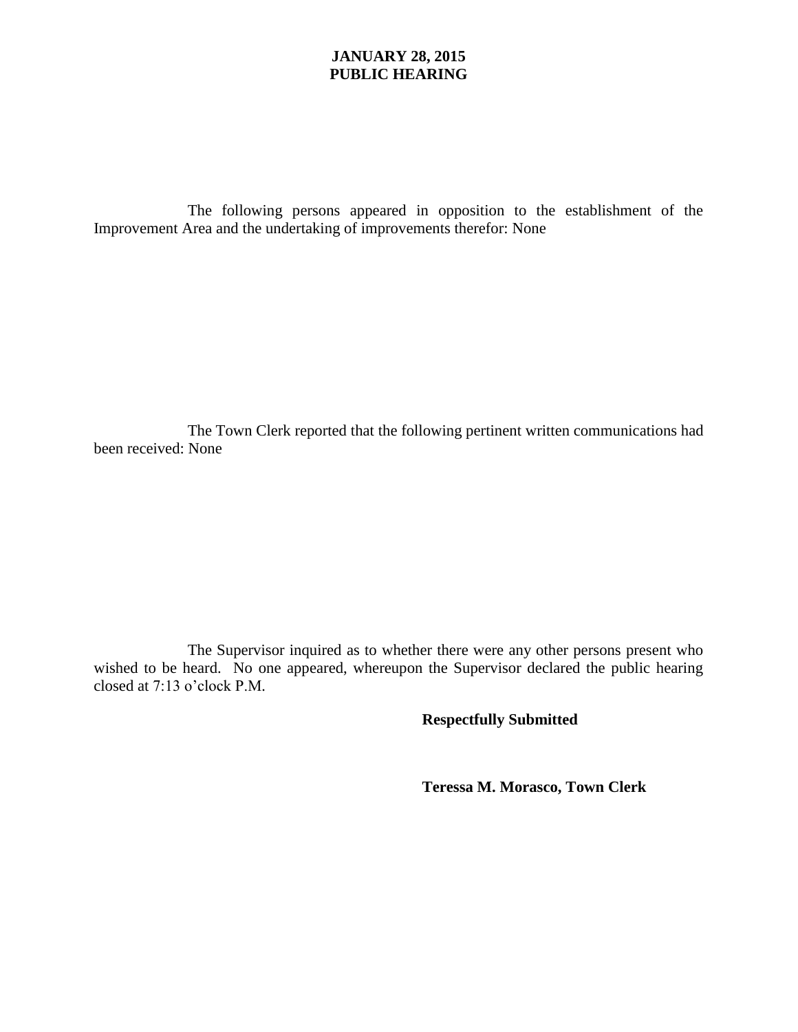**JANUARY 28, 2015**
**PUBLIC HEARING**

The following persons appeared in opposition to the establishment of the Improvement Area and the undertaking of improvements therefor: None

The Town Clerk reported that the following pertinent written communications had been received: None

The Supervisor inquired as to whether there were any other persons present who wished to be heard. No one appeared, whereupon the Supervisor declared the public hearing closed at 7:13 o'clock P.M.

**Respectfully Submitted**

**Teressa M. Morasco, Town Clerk**